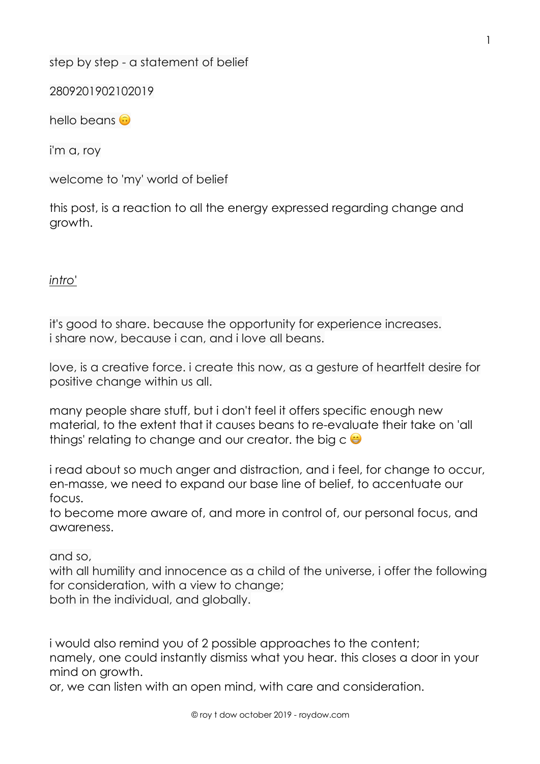step by step - a statement of belief

2809201902102019

hello beans 🙃

i'm a, roy

welcome to 'my' world of belief

this post, is a reaction to all the energy expressed regarding change and growth.

*intro'*

it's good to share. because the opportunity for experience increases.
i share now, because i can, and i love all beans.

love, is a creative force. i create this now, as a gesture of heartfelt desire for positive change within us all.

many people share stuff, but i don't feel it offers specific enough new material, to the extent that it causes beans to re-evaluate their take on 'all things' relating to change and our creator. the big c 😁

i read about so much anger and distraction, and i feel, for change to occur, en-masse, we need to expand our base line of belief, to accentuate our focus.
to become more aware of, and more in control of, our personal focus, and awareness.

and so,
with all humility and innocence as a child of the universe, i offer the following for consideration, with a view to change;
both in the individual, and globally.

i would also remind you of 2 possible approaches to the content;
namely, one could instantly dismiss what you hear. this closes a door in your mind on growth.
or, we can listen with an open mind, with care and consideration.

© roy t dow october 2019 - roydow.com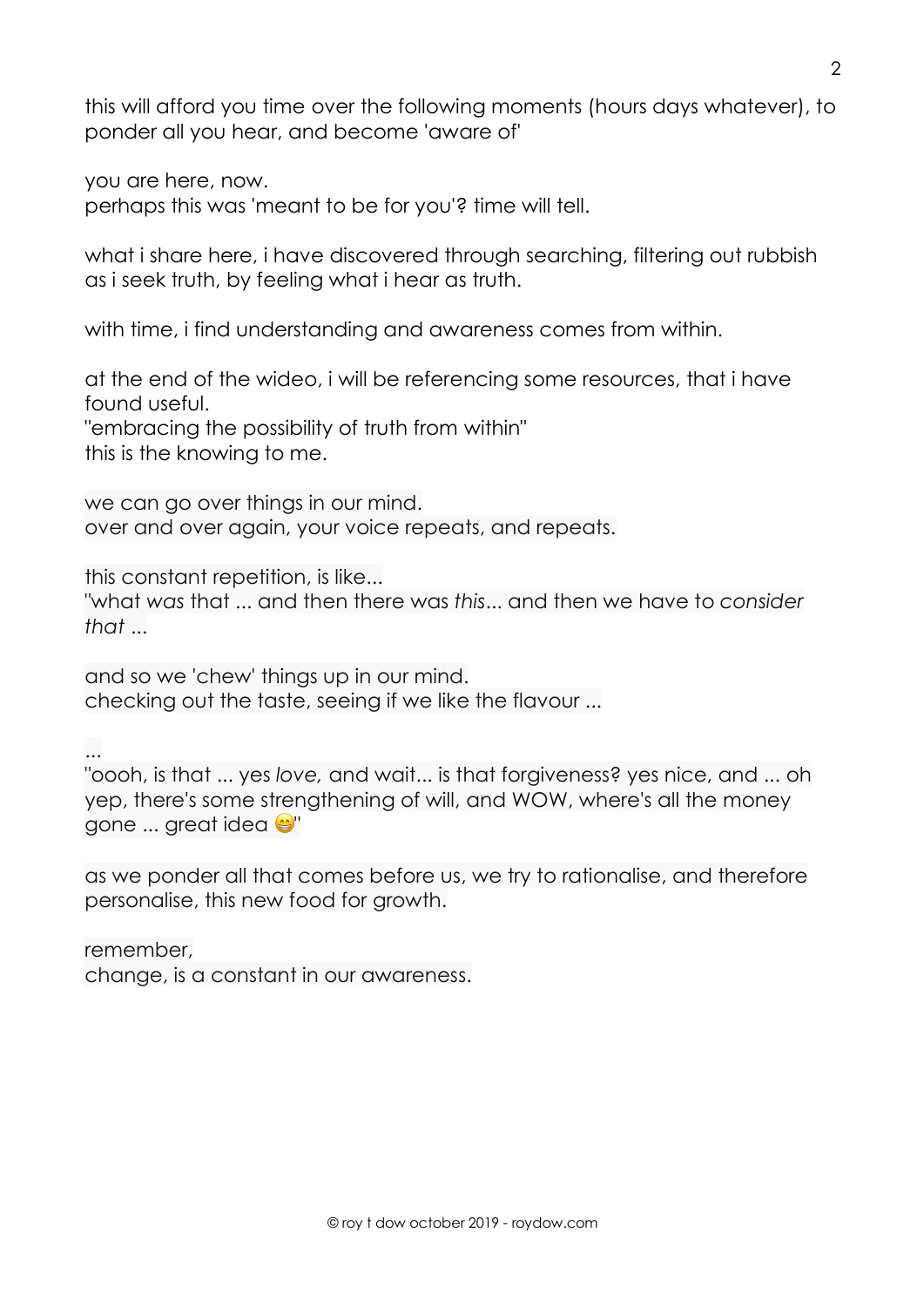this will afford you time over the following moments (hours days whatever), to ponder all you hear, and become 'aware of'

you are here, now.
perhaps this was 'meant to be for you'? time will tell.

what i share here, i have discovered through searching, filtering out rubbish as i seek truth, by feeling what i hear as truth.

with time, i find understanding and awareness comes from within.

at the end of the wideo, i will be referencing some resources, that i have found useful.
"embracing the possibility of truth from within"
this is the knowing to me.

we can go over things in our mind.
over and over again, your voice repeats, and repeats.

this constant repetition, is like...
"what *was* that ... and then there was *this*... and then we have to *consider that* ...

and so we 'chew' things up in our mind.
checking out the taste, seeing if we like the flavour ...

...
"oooh, is that ... yes *love,* and wait... is that forgiveness? yes nice, and ... oh yep, there's some strengthening of will, and WOW, where's all the money gone ... great idea 😁"

as we ponder all that comes before us, we try to rationalise, and therefore personalise, this new food for growth.

remember,
change, is a constant in our awareness.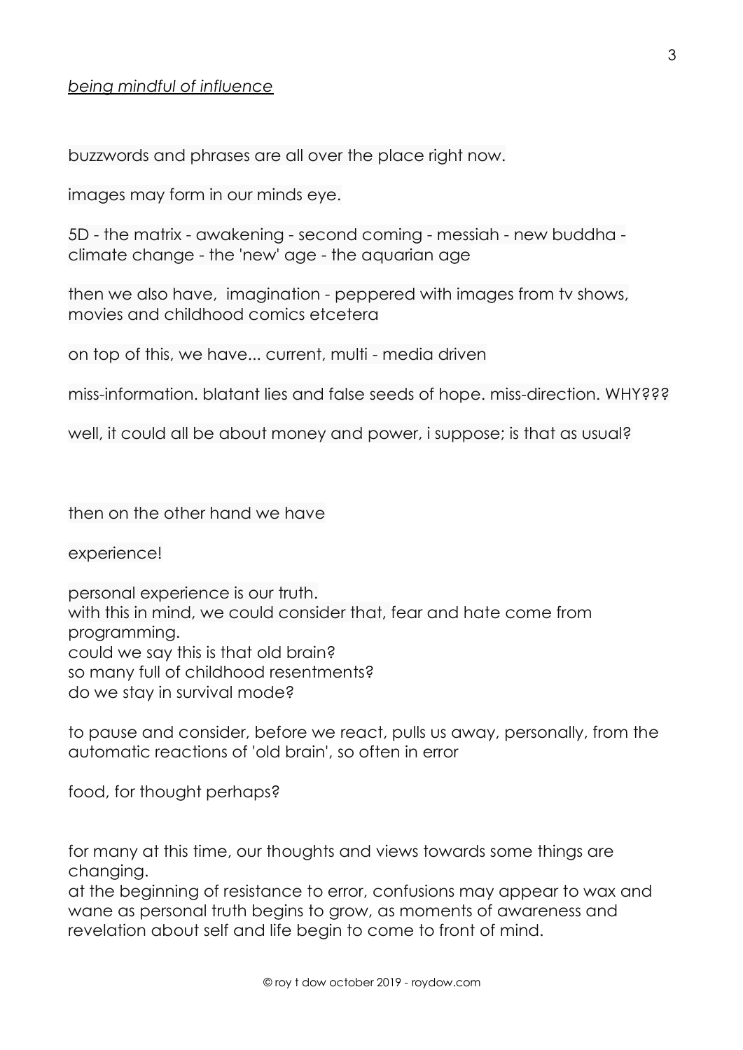*being mindful of influence*

buzzwords and phrases are all over the place right now.

images may form in our minds eye.

5D - the matrix - awakening - second coming - messiah - new buddha - climate change - the 'new' age - the aquarian age

then we also have, imagination - peppered with images from tv shows, movies and childhood comics etcetera

on top of this, we have... current, multi - media driven

miss-information. blatant lies and false seeds of hope. miss-direction. WHY???

well, it could all be about money and power, i suppose; is that as usual?

then on the other hand we have

experience!

personal experience is our truth.
with this in mind, we could consider that, fear and hate come from programming.
could we say this is that old brain?
so many full of childhood resentments?
do we stay in survival mode?

to pause and consider, before we react, pulls us away, personally, from the automatic reactions of 'old brain', so often in error

food, for thought perhaps?

for many at this time, our thoughts and views towards some things are changing.
at the beginning of resistance to error, confusions may appear to wax and wane as personal truth begins to grow, as moments of awareness and revelation about self and life begin to come to front of mind.

© roy t dow october 2019 - roydow.com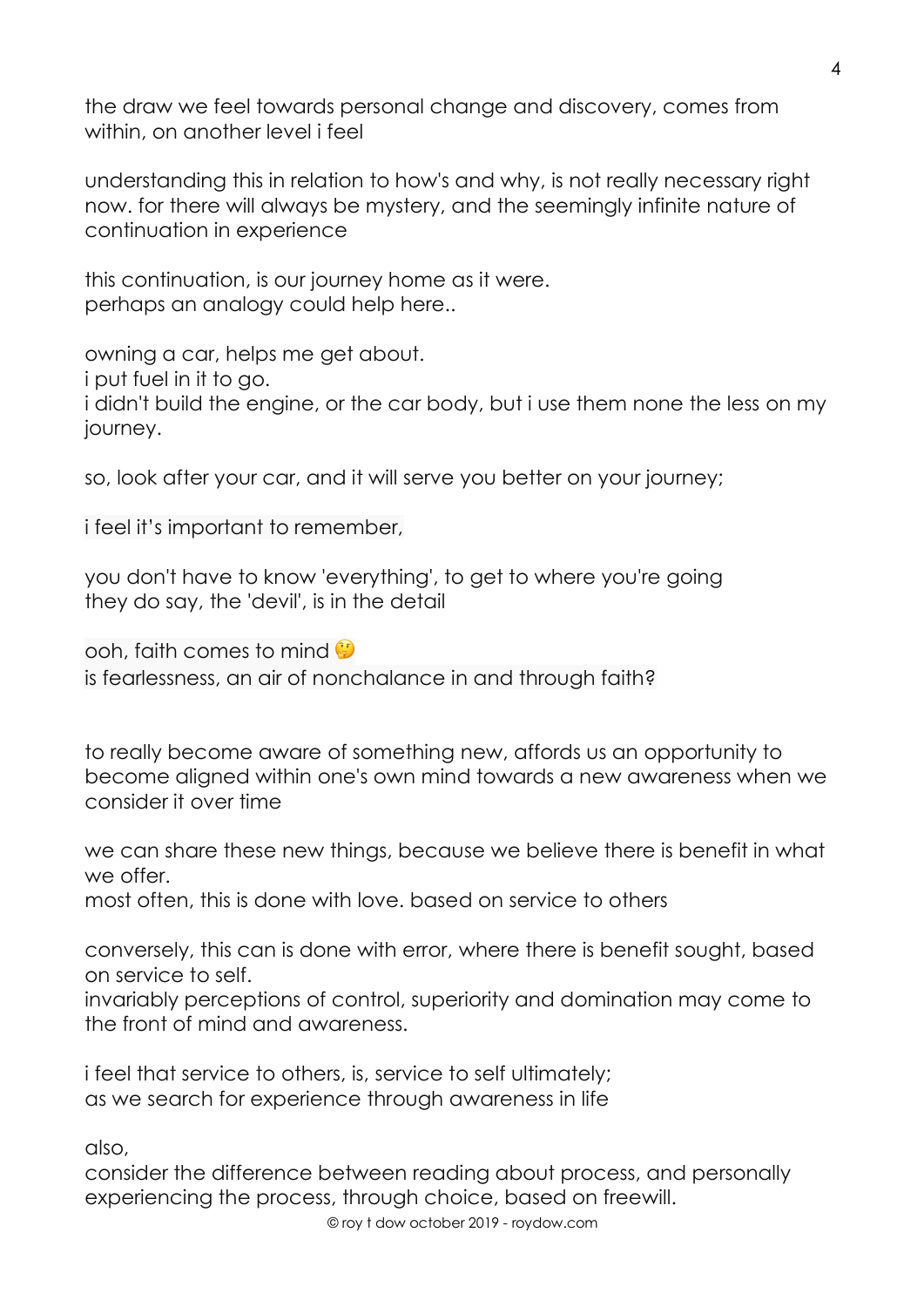the draw we feel towards personal change and discovery, comes from within, on another level i feel

understanding this in relation to how's and why, is not really necessary right now. for there will always be mystery, and the seemingly infinite nature of continuation in experience

this continuation, is our journey home as it were.
perhaps an analogy could help here..

owning a car, helps me get about.
i put fuel in it to go.
i didn't build the engine, or the car body, but i use them none the less on my journey.

so, look after your car, and it will serve you better on your journey;

i feel it's important to remember,

you don't have to know 'everything', to get to where you're going
they do say, the 'devil', is in the detail

ooh, faith comes to mind 🤔
is fearlessness, an air of nonchalance in and through faith?

to really become aware of something new, affords us an opportunity to become aligned within one's own mind towards a new awareness when we consider it over time

we can share these new things, because we believe there is benefit in what we offer.
most often, this is done with love. based on service to others

conversely, this can is done with error, where there is benefit sought, based on service to self.
invariably perceptions of control, superiority and domination may come to the front of mind and awareness.

i feel that service to others, is, service to self ultimately;
as we search for experience through awareness in life

also,
consider the difference between reading about process, and personally experiencing the process, through choice, based on freewill.

© roy t dow october 2019 - roydow.com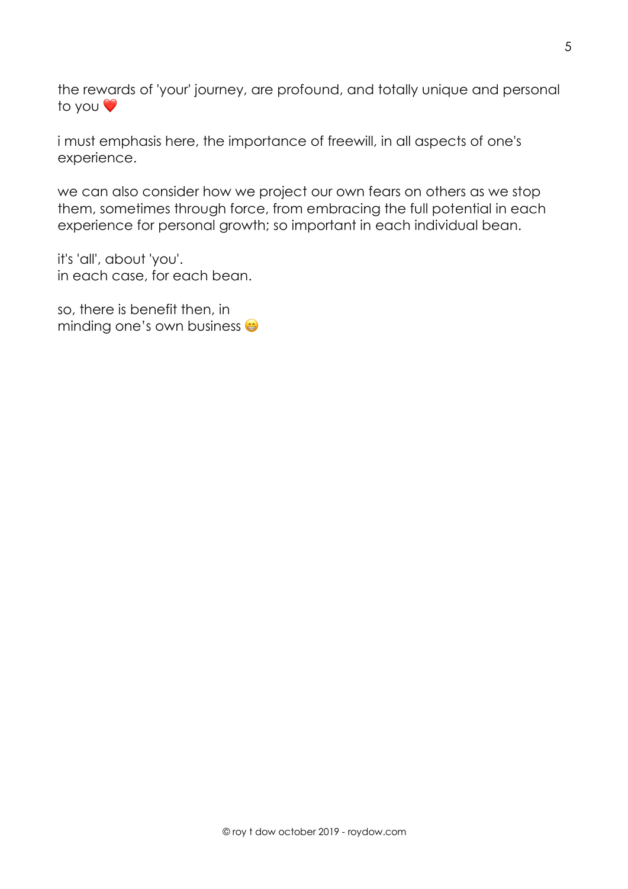the rewards of 'your' journey, are profound, and totally unique and personal to you ❤️

i must emphasis here, the importance of freewill, in all aspects of one's experience.

we can also consider how we project our own fears on others as we stop them, sometimes through force, from embracing the full potential in each experience for personal growth; so important in each individual bean.

it's 'all', about 'you'.
in each case, for each bean.

so, there is benefit then, in
minding one's own business 😁

© roy t dow october 2019 - roydow.com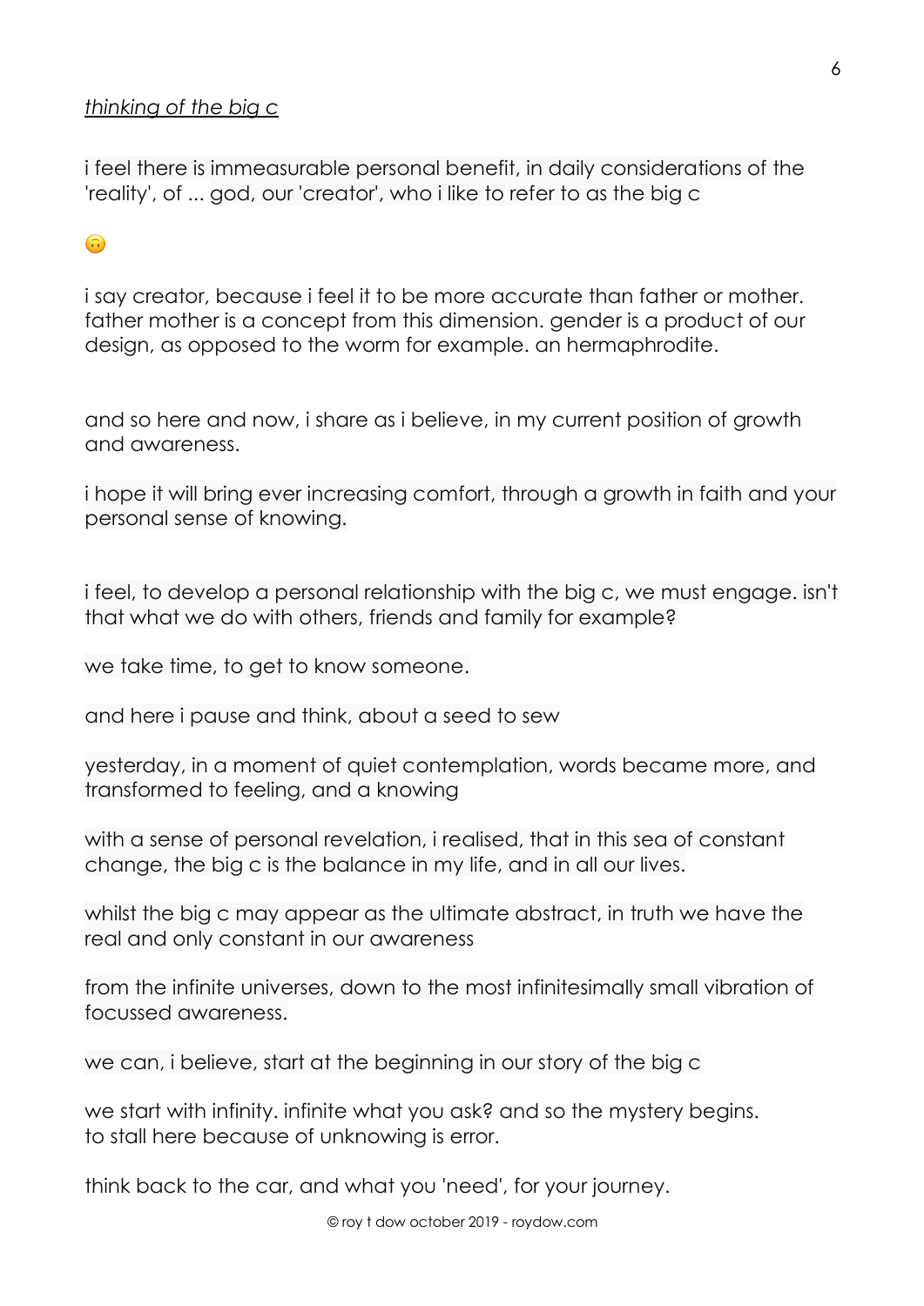*thinking of the big c*

i feel there is immeasurable personal benefit, in daily considerations of the 'reality', of ... god, our 'creator', who i like to refer to as the big c

🙃

i say creator, because i feel it to be more accurate than father or mother. father mother is a concept from this dimension. gender is a product of our design, as opposed to the worm for example. an hermaphrodite.

and so here and now, i share as i believe, in my current position of growth and awareness.

i hope it will bring ever increasing comfort, through a growth in faith and your personal sense of knowing.

i feel, to develop a personal relationship with the big c, we must engage. isn't that what we do with others, friends and family for example?

we take time, to get to know someone.

and here i pause and think, about a seed to sew

yesterday, in a moment of quiet contemplation, words became more, and transformed to feeling, and a knowing

with a sense of personal revelation, i realised, that in this sea of constant change, the big c is the balance in my life, and in all our lives.

whilst the big c may appear as the ultimate abstract, in truth we have the real and only constant in our awareness

from the infinite universes, down to the most infinitesimally small vibration of focussed awareness.

we can, i believe, start at the beginning in our story of the big c

we start with infinity. infinite what you ask? and so the mystery begins.
to stall here because of unknowing is error.

think back to the car, and what you 'need', for your journey.

© roy t dow october 2019 - roydow.com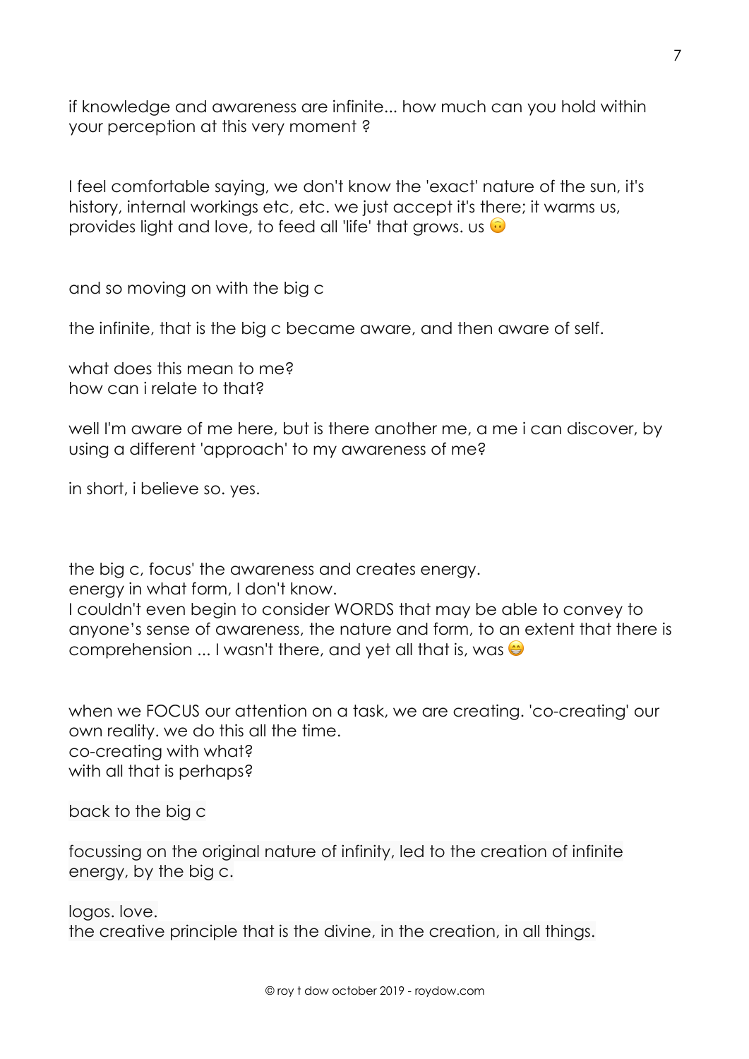if knowledge and awareness are infinite... how much can you hold within your perception at this very moment ?

I feel comfortable saying, we don't know the 'exact' nature of the sun, it's history, internal workings etc, etc. we just accept it's there; it warms us, provides light and love, to feed all 'life' that grows. us 🙃

and so moving on with the big c

the infinite, that is the big c became aware, and then aware of self.

what does this mean to me?
how can i relate to that?

well I'm aware of me here, but is there another me, a me i can discover, by using a different 'approach' to my awareness of me?

in short, i believe so. yes.

the big c, focus' the awareness and creates energy.
energy in what form, I don't know.
I couldn't even begin to consider WORDS that may be able to convey to anyone's sense of awareness, the nature and form, to an extent that there is comprehension ... I wasn't there, and yet all that is, was 😁

when we FOCUS our attention on a task, we are creating. 'co-creating' our own reality. we do this all the time.
co-creating with what?
with all that is perhaps?

back to the big c

focussing on the original nature of infinity, led to the creation of infinite energy, by the big c.

logos. love.
the creative principle that is the divine, in the creation, in all things.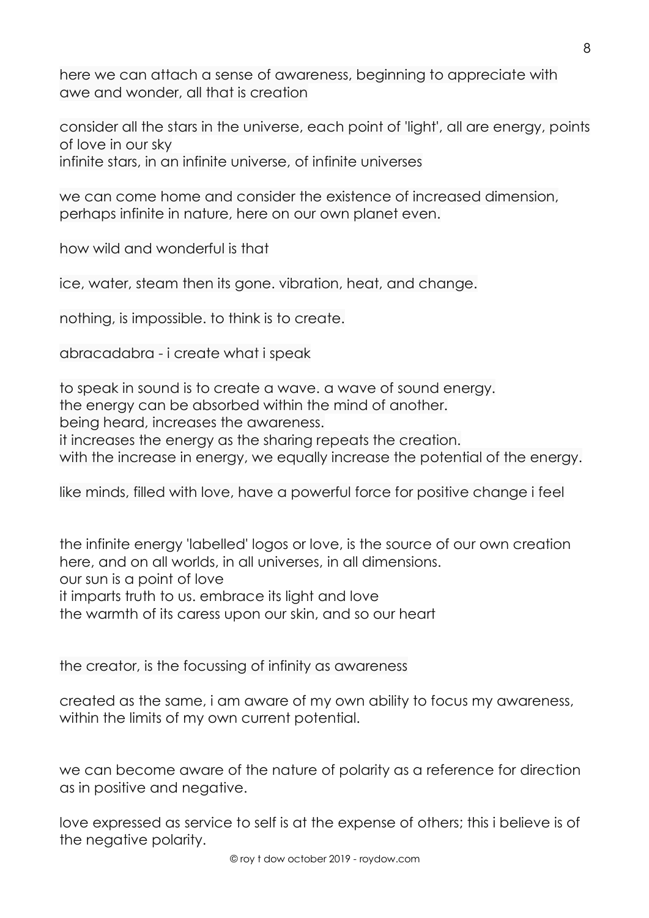here we can attach a sense of awareness, beginning to appreciate with awe and wonder, all that is creation

consider all the stars in the universe, each point of 'light', all are energy, points of love in our sky
infinite stars, in an infinite universe, of infinite universes

we can come home and consider the existence of increased dimension, perhaps infinite in nature, here on our own planet even.

how wild and wonderful is that

ice, water, steam then its gone. vibration, heat, and change.

nothing, is impossible. to think is to create.

abracadabra - i create what i speak

to speak in sound is to create a wave. a wave of sound energy.
the energy can be absorbed within the mind of another.
being heard, increases the awareness.
it increases the energy as the sharing repeats the creation.
with the increase in energy, we equally increase the potential of the energy.

like minds, filled with love, have a powerful force for positive change i feel

the infinite energy 'labelled' logos or love, is the source of our own creation here, and on all worlds, in all universes, in all dimensions.
our sun is a point of love
it imparts truth to us. embrace its light and love
the warmth of its caress upon our skin, and so our heart

the creator, is the focussing of infinity as awareness

created as the same, i am aware of my own ability to focus my awareness, within the limits of my own current potential.

we can become aware of the nature of polarity as a reference for direction as in positive and negative.

love expressed as service to self is at the expense of others; this i believe is of the negative polarity.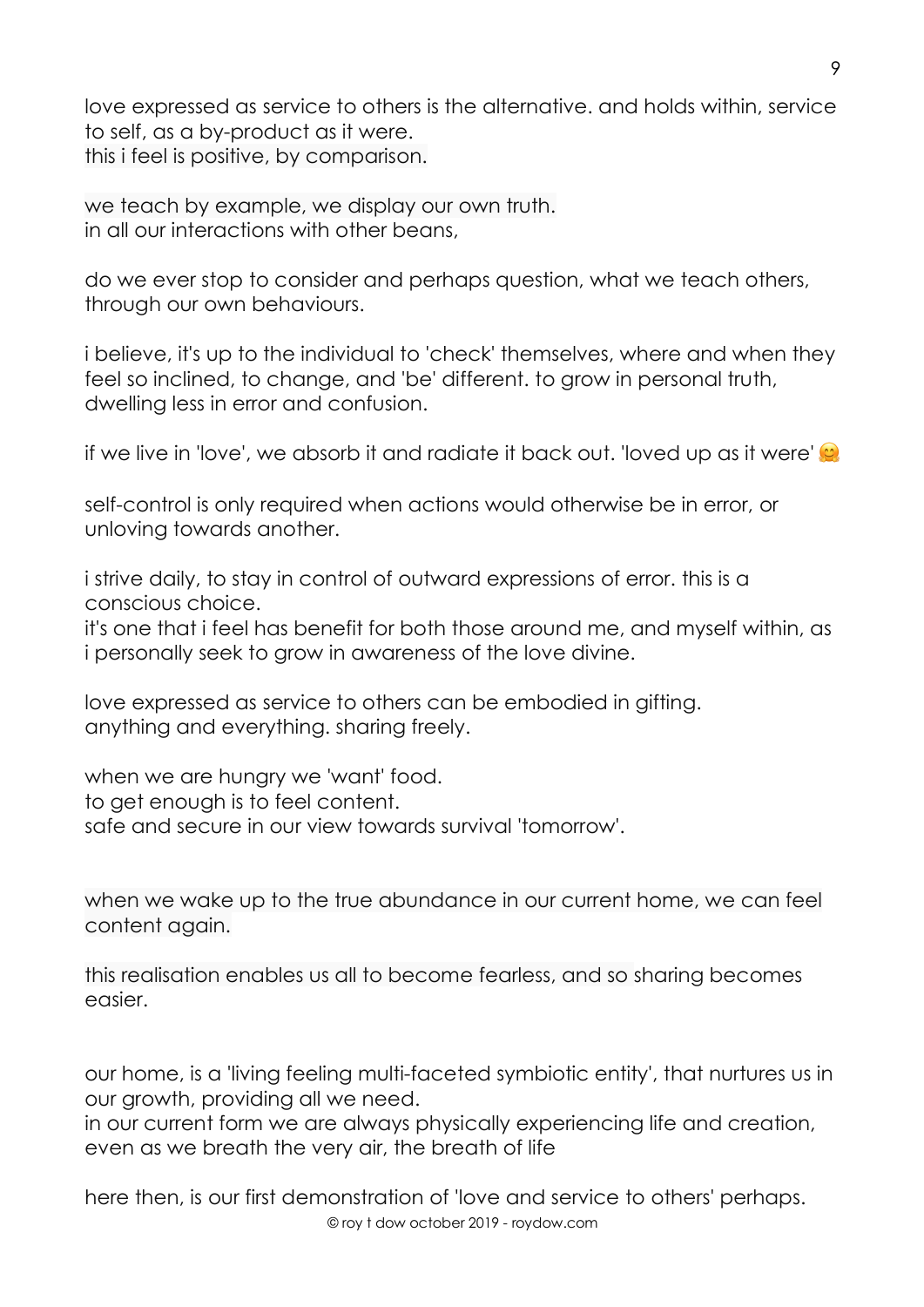love expressed as service to others is the alternative. and holds within, service to self, as a by-product as it were.
this i feel is positive, by comparison.

we teach by example, we display our own truth.
in all our interactions with other beans,

do we ever stop to consider and perhaps question, what we teach others, through our own behaviours.

i believe, it's up to the individual to 'check' themselves, where and when they feel so inclined, to change, and 'be' different. to grow in personal truth, dwelling less in error and confusion.

if we live in 'love', we absorb it and radiate it back out. 'loved up as it were' 🤗

self-control is only required when actions would otherwise be in error, or unloving towards another.

i strive daily, to stay in control of outward expressions of error. this is a conscious choice.
it's one that i feel has benefit for both those around me, and myself within, as i personally seek to grow in awareness of the love divine.

love expressed as service to others can be embodied in gifting.
anything and everything. sharing freely.

when we are hungry we 'want' food.
to get enough is to feel content.
safe and secure in our view towards survival 'tomorrow'.

when we wake up to the true abundance in our current home, we can feel content again.

this realisation enables us all to become fearless, and so sharing becomes easier.

our home, is a 'living feeling multi-faceted symbiotic entity', that nurtures us in our growth, providing all we need.
in our current form we are always physically experiencing life and creation, even as we breath the very air, the breath of life

here then, is our first demonstration of 'love and service to others' perhaps.

© roy t dow october 2019 - roydow.com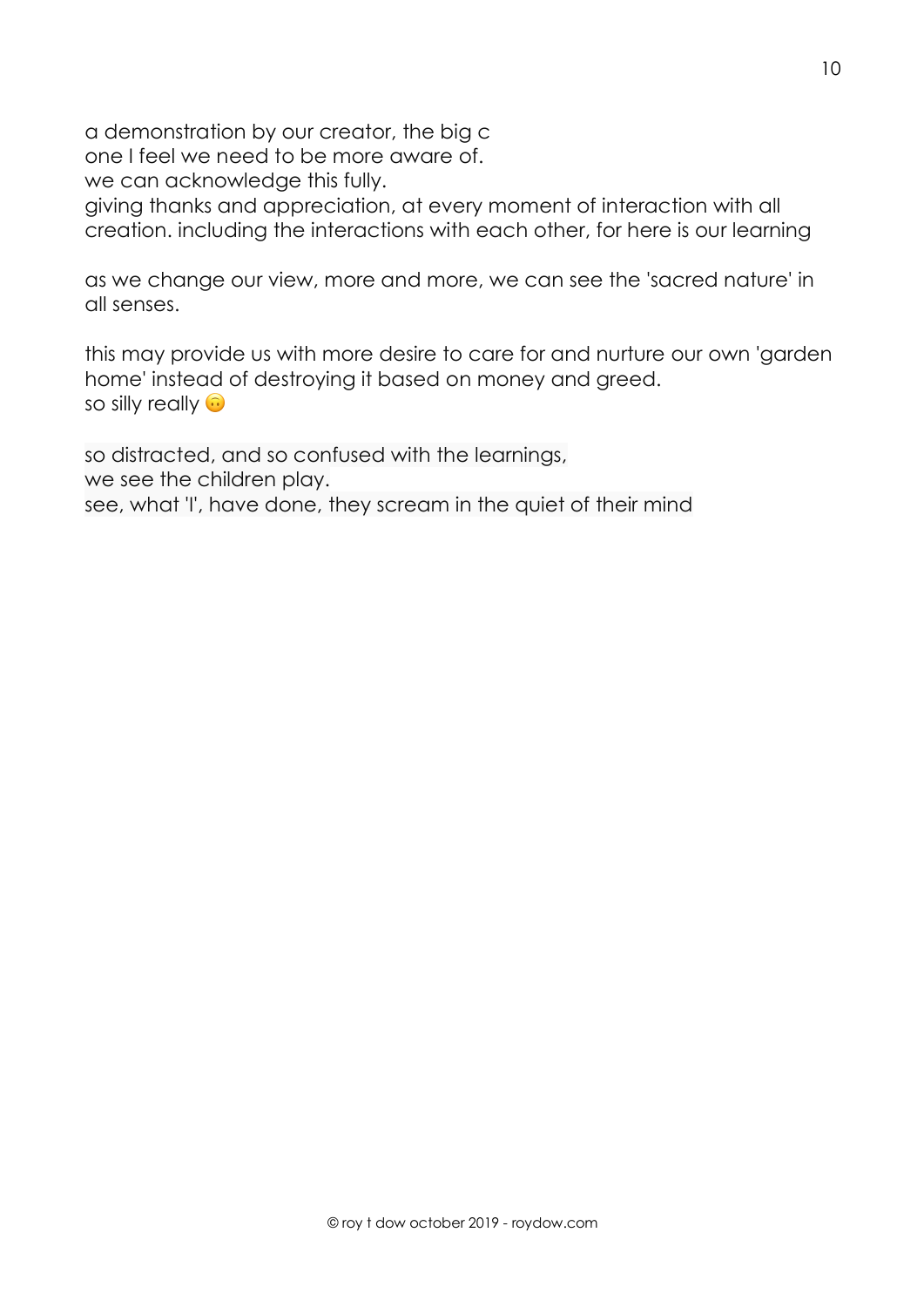a demonstration by our creator, the big c
one I feel we need to be more aware of.
we can acknowledge this fully.
giving thanks and appreciation, at every moment of interaction with all creation. including the interactions with each other, for here is our learning

as we change our view, more and more, we can see the 'sacred nature' in all senses.

this may provide us with more desire to care for and nurture our own 'garden home' instead of destroying it based on money and greed.
so silly really 🙃

so distracted, and so confused with the learnings,
we see the children play.
see, what 'I', have done, they scream in the quiet of their mind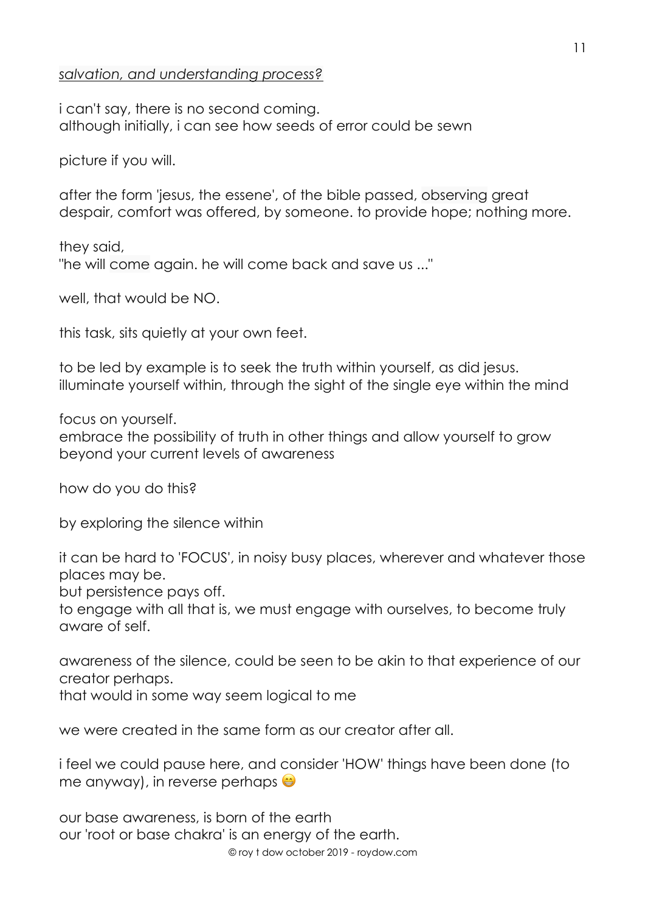*salvation, and understanding process?*

i can't say, there is no second coming.
although initially, i can see how seeds of error could be sewn

picture if you will.

after the form 'jesus, the essene', of the bible passed, observing great despair, comfort was offered, by someone. to provide hope; nothing more.

they said,
"he will come again. he will come back and save us ..."

well, that would be NO.

this task, sits quietly at your own feet.

to be led by example is to seek the truth within yourself, as did jesus.
illuminate yourself within, through the sight of the single eye within the mind

focus on yourself.
embrace the possibility of truth in other things and allow yourself to grow beyond your current levels of awareness

how do you do this?

by exploring the silence within

it can be hard to 'FOCUS', in noisy busy places, wherever and whatever those places may be.
but persistence pays off.
to engage with all that is, we must engage with ourselves, to become truly aware of self.

awareness of the silence, could be seen to be akin to that experience of our creator perhaps.
that would in some way seem logical to me

we were created in the same form as our creator after all.

i feel we could pause here, and consider 'HOW' things have been done (to me anyway), in reverse perhaps 😁

our base awareness, is born of the earth
our 'root or base chakra' is an energy of the earth.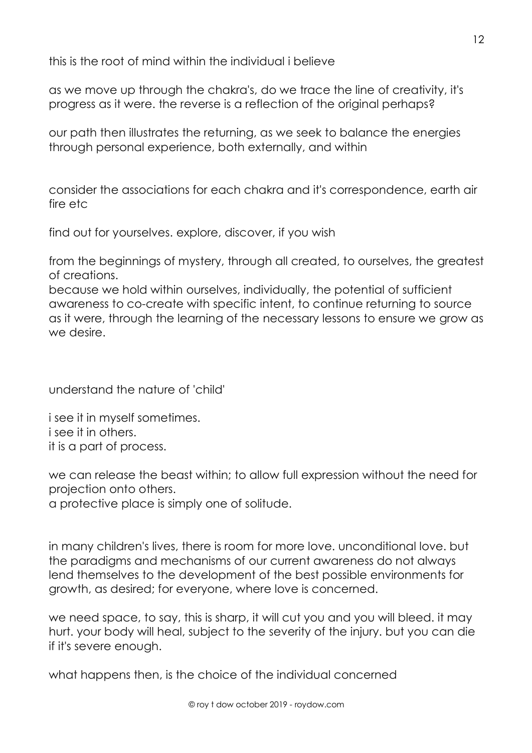this is the root of mind within the individual i believe

as we move up through the chakra's, do we trace the line of creativity, it's progress as it were. the reverse is a reflection of the original perhaps?

our path then illustrates the returning, as we seek to balance the energies through personal experience, both externally, and within

consider the associations for each chakra and it's correspondence, earth air fire etc

find out for yourselves. explore, discover, if you wish

from the beginnings of mystery, through all created, to ourselves, the greatest of creations.
because we hold within ourselves, individually, the potential of sufficient awareness to co-create with specific intent, to continue returning to source as it were, through the learning of the necessary lessons to ensure we grow as we desire.

understand the nature of 'child'

i see it in myself sometimes.
i see it in others.
it is a part of process.

we can release the beast within; to allow full expression without the need for projection onto others.
a protective place is simply one of solitude.

in many children's lives, there is room for more love. unconditional love. but the paradigms and mechanisms of our current awareness do not always lend themselves to the development of the best possible environments for growth, as desired; for everyone, where love is concerned.

we need space, to say, this is sharp, it will cut you and you will bleed. it may hurt. your body will heal, subject to the severity of the injury. but you can die if it's severe enough.

what happens then, is the choice of the individual concerned

© roy t dow october 2019 - roydow.com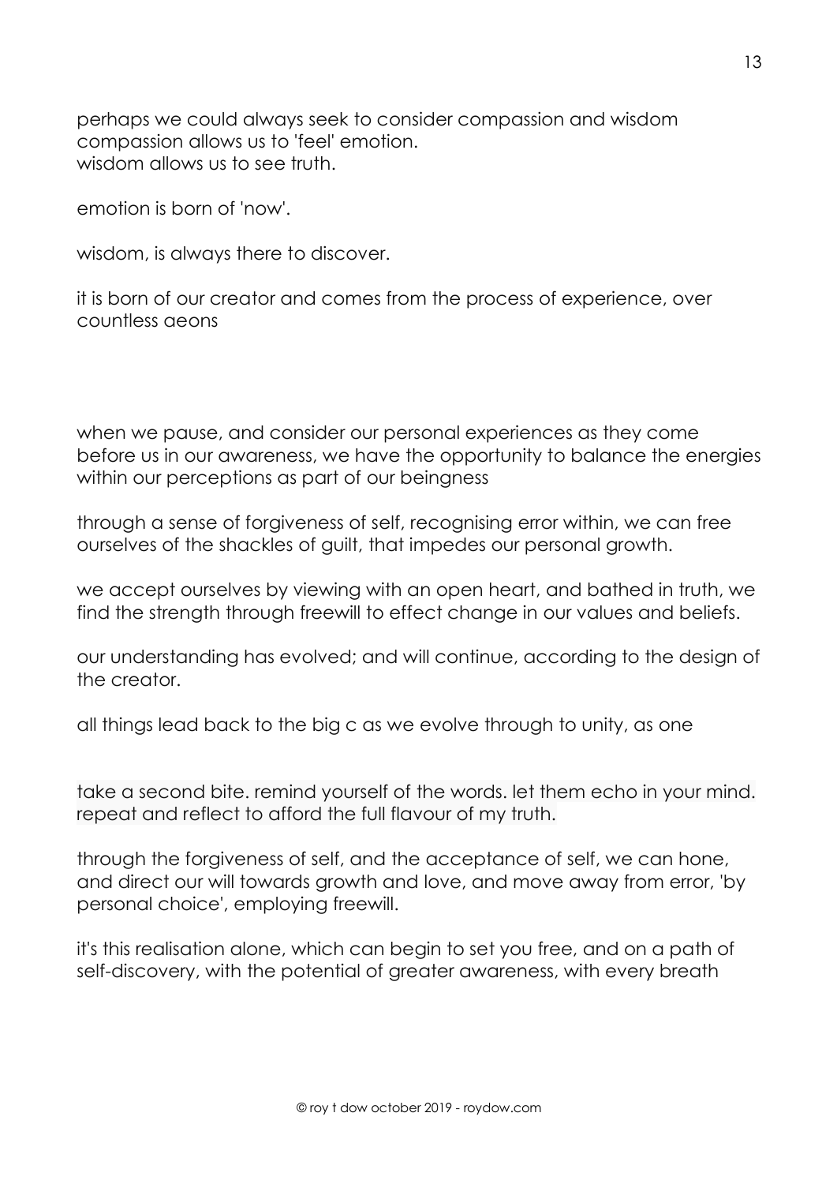perhaps we could always seek to consider compassion and wisdom
compassion allows us to 'feel' emotion.
wisdom allows us to see truth.

emotion is born of 'now'.

wisdom, is always there to discover.

it is born of our creator and comes from the process of experience, over countless aeons

when we pause, and consider our personal experiences as they come before us in our awareness, we have the opportunity to balance the energies within our perceptions as part of our beingness

through a sense of forgiveness of self, recognising error within, we can free ourselves of the shackles of guilt, that impedes our personal growth.

we accept ourselves by viewing with an open heart, and bathed in truth, we find the strength through freewill to effect change in our values and beliefs.

our understanding has evolved; and will continue, according to the design of the creator.

all things lead back to the big c as we evolve through to unity, as one

take a second bite. remind yourself of the words. let them echo in your mind. repeat and reflect to afford the full flavour of my truth.

through the forgiveness of self, and the acceptance of self, we can hone, and direct our will towards growth and love, and move away from error, 'by personal choice', employing freewill.

it's this realisation alone, which can begin to set you free, and on a path of self-discovery, with the potential of greater awareness, with every breath

© roy t dow october 2019 - roydow.com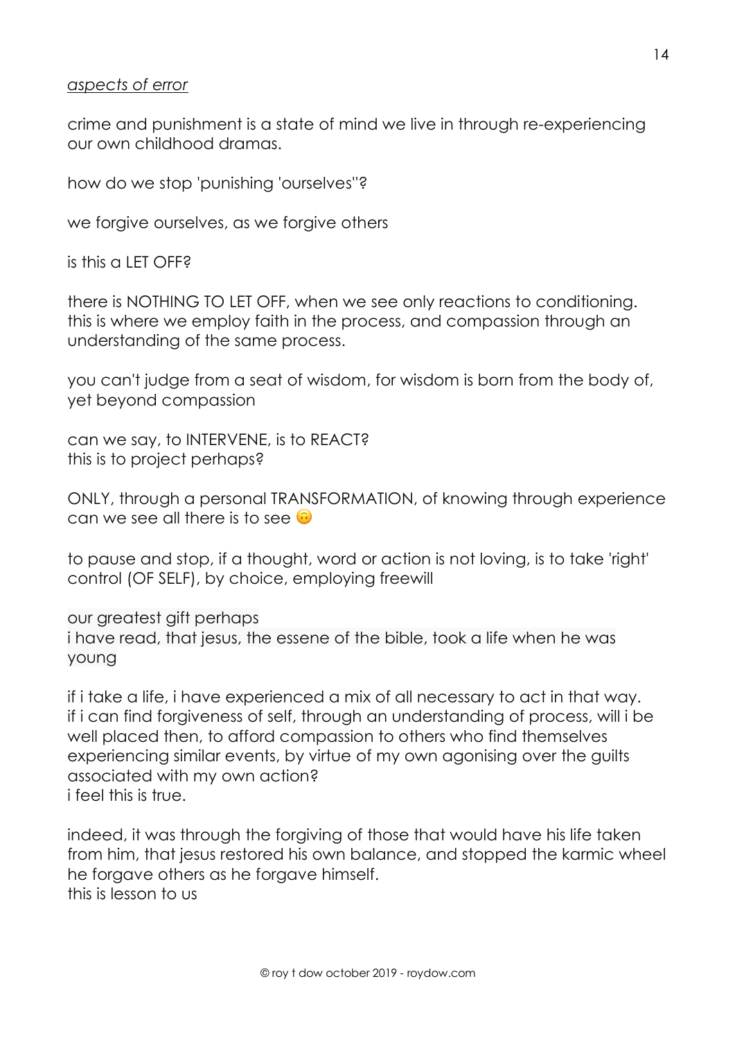*aspects of error*

crime and punishment is a state of mind we live in through re-experiencing our own childhood dramas.

how do we stop 'punishing 'ourselves''?

we forgive ourselves, as we forgive others

is this a LET OFF?

there is NOTHING TO LET OFF, when we see only reactions to conditioning. this is where we employ faith in the process, and compassion through an understanding of the same process.

you can't judge from a seat of wisdom, for wisdom is born from the body of, yet beyond compassion

can we say, to INTERVENE, is to REACT?
this is to project perhaps?

ONLY, through a personal TRANSFORMATION, of knowing through experience can we see all there is to see 🙃

to pause and stop, if a thought, word or action is not loving, is to take 'right' control (OF SELF), by choice, employing freewill

our greatest gift perhaps
i have read, that jesus, the essene of the bible, took a life when he was young

if i take a life, i have experienced a mix of all necessary to act in that way.
if i can find forgiveness of self, through an understanding of process, will i be well placed then, to afford compassion to others who find themselves experiencing similar events, by virtue of my own agonising over the guilts associated with my own action?
i feel this is true.

indeed, it was through the forgiving of those that would have his life taken from him, that jesus restored his own balance, and stopped the karmic wheel
he forgave others as he forgave himself.
this is lesson to us

© roy t dow october 2019 - roydow.com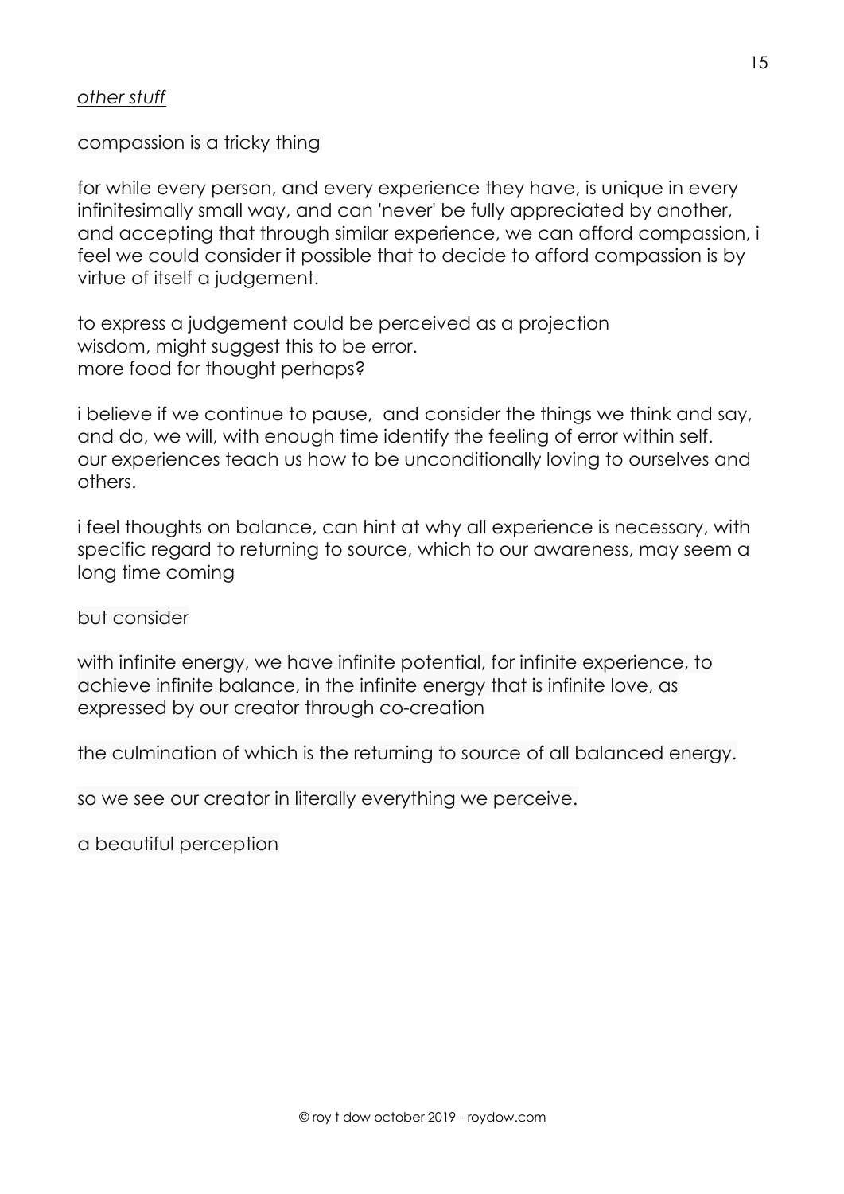*other stuff*

compassion is a tricky thing

for while every person, and every experience they have, is unique in every infinitesimally small way, and can 'never' be fully appreciated by another, and accepting that through similar experience, we can afford compassion, i feel we could consider it possible that to decide to afford compassion is by virtue of itself a judgement.

to express a judgement could be perceived as a projection
wisdom, might suggest this to be error.
more food for thought perhaps?

i believe if we continue to pause, and consider the things we think and say, and do, we will, with enough time identify the feeling of error within self.
our experiences teach us how to be unconditionally loving to ourselves and others.

i feel thoughts on balance, can hint at why all experience is necessary, with specific regard to returning to source, which to our awareness, may seem a long time coming

but consider

with infinite energy, we have infinite potential, for infinite experience, to achieve infinite balance, in the infinite energy that is infinite love, as expressed by our creator through co-creation

the culmination of which is the returning to source of all balanced energy.

so we see our creator in literally everything we perceive.

a beautiful perception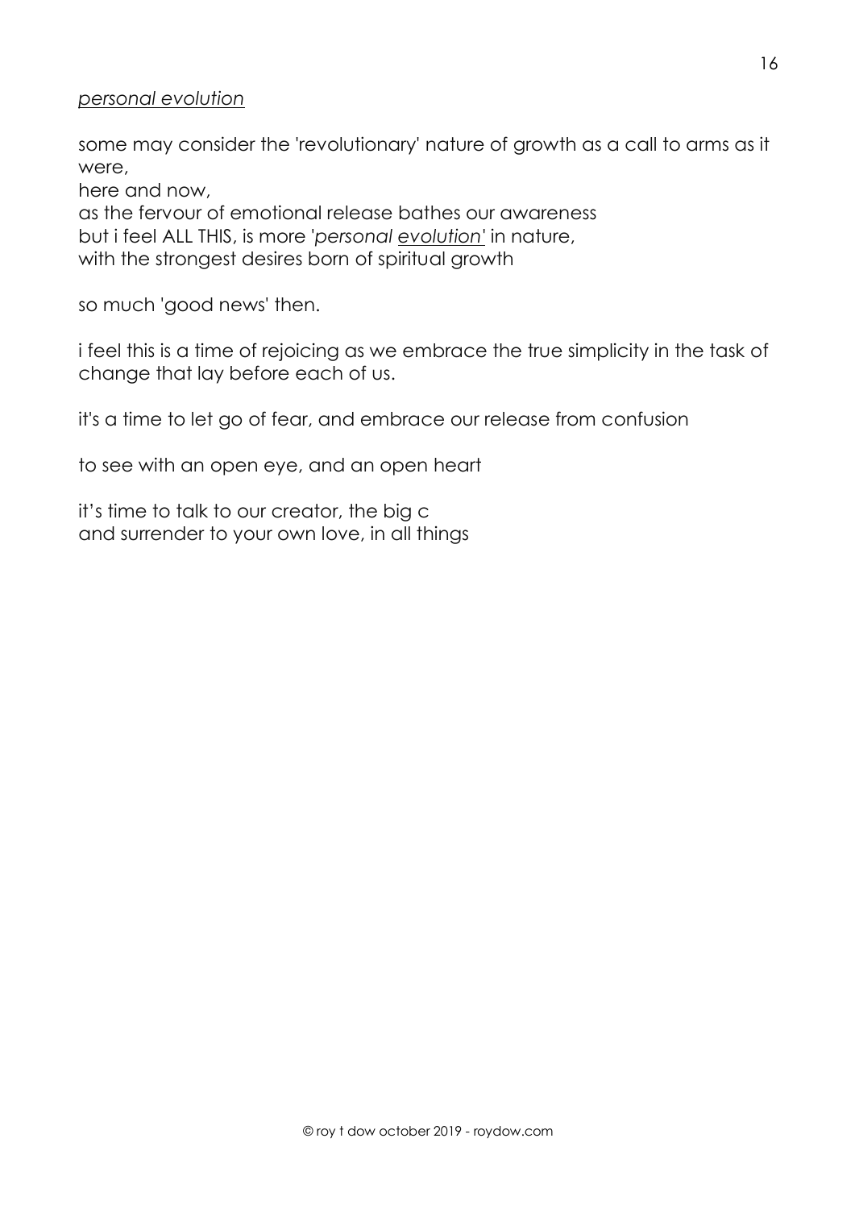*personal evolution*

some may consider the 'revolutionary' nature of growth as a call to arms as it were,
here and now,
as the fervour of emotional release bathes our awareness
but i feel ALL THIS, is more '*personal evolution*' in nature,
with the strongest desires born of spiritual growth

so much 'good news' then.

i feel this is a time of rejoicing as we embrace the true simplicity in the task of change that lay before each of us.

it's a time to let go of fear, and embrace our release from confusion

to see with an open eye, and an open heart

it's time to talk to our creator, the big c
and surrender to your own love, in all things

© roy t dow october 2019 - roydow.com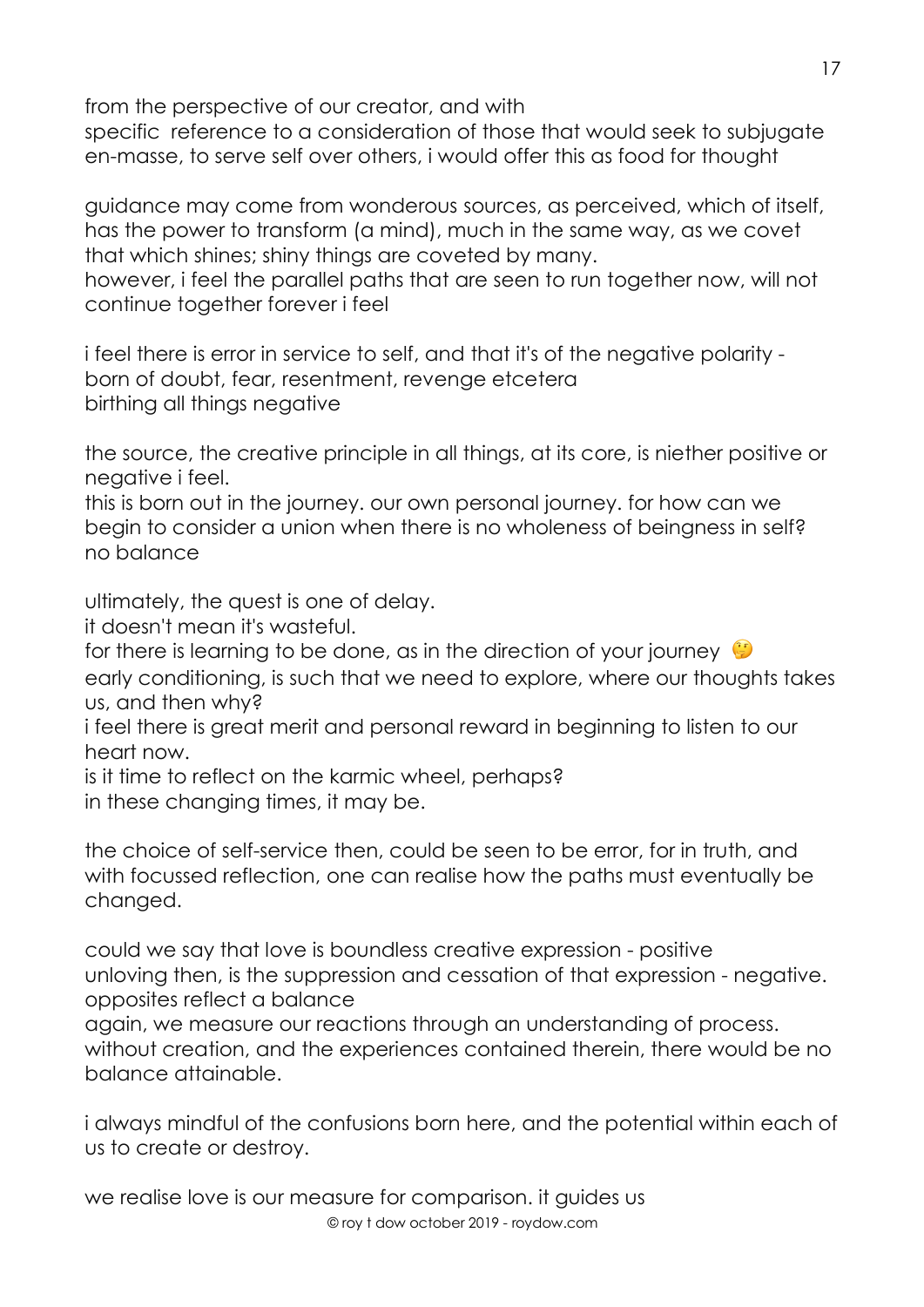from the perspective of our creator, and with
specific  reference to a consideration of those that would seek to subjugate en-masse, to serve self over others, i would offer this as food for thought

guidance may come from wonderous sources, as perceived, which of itself, has the power to transform (a mind), much in the same way, as we covet that which shines; shiny things are coveted by many.
however, i feel the parallel paths that are seen to run together now, will not continue together forever i feel

i feel there is error in service to self, and that it's of the negative polarity - born of doubt, fear, resentment, revenge etcetera
birthing all things negative

the source, the creative principle in all things, at its core, is niether positive or negative i feel.
this is born out in the journey. our own personal journey. for how can we begin to consider a union when there is no wholeness of beingness in self? no balance

ultimately, the quest is one of delay.
it doesn't mean it's wasteful.
for there is learning to be done, as in the direction of your journey 🤔
early conditioning, is such that we need to explore, where our thoughts takes us, and then why?
i feel there is great merit and personal reward in beginning to listen to our heart now.
is it time to reflect on the karmic wheel, perhaps?
in these changing times, it may be.

the choice of self-service then, could be seen to be error, for in truth, and with focussed reflection, one can realise how the paths must eventually be changed.

could we say that love is boundless creative expression - positive
unloving then, is the suppression and cessation of that expression - negative.
opposites reflect a balance
again, we measure our reactions through an understanding of process.
without creation, and the experiences contained therein, there would be no balance attainable.

i always mindful of the confusions born here, and the potential within each of us to create or destroy.

we realise love is our measure for comparison. it guides us

© roy t dow october 2019 - roydow.com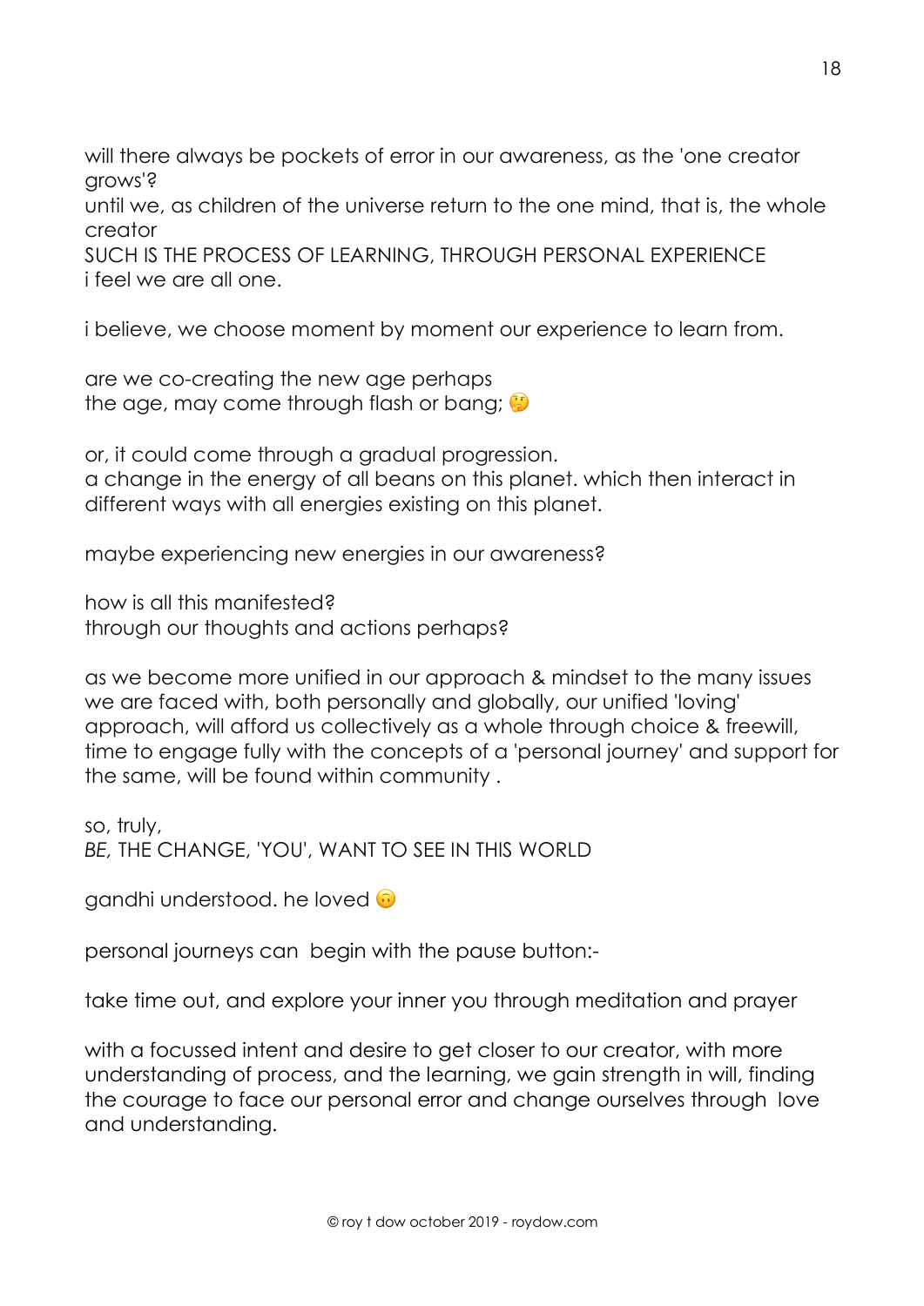will there always be pockets of error in our awareness, as the 'one creator grows'?
until we, as children of the universe return to the one mind, that is, the whole creator
SUCH IS THE PROCESS OF LEARNING, THROUGH PERSONAL EXPERIENCE
i feel we are all one.

i believe, we choose moment by moment our experience to learn from.

are we co-creating the new age perhaps
the age, may come through flash or bang; 🤔

or, it could come through a gradual progression.
a change in the energy of all beans on this planet. which then interact in different ways with all energies existing on this planet.

maybe experiencing new energies in our awareness?

how is all this manifested?
through our thoughts and actions perhaps?

as we become more unified in our approach & mindset to the many issues we are faced with, both personally and globally, our unified 'loving' approach, will afford us collectively as a whole through choice & freewill, time to engage fully with the concepts of a 'personal journey' and support for the same, will be found within community .

so, truly,
*BE,* THE CHANGE, 'YOU', WANT TO SEE IN THIS WORLD

gandhi understood. he loved 🙃

personal journeys can begin with the pause button:-

take time out, and explore your inner you through meditation and prayer

with a focussed intent and desire to get closer to our creator, with more understanding of process, and the learning, we gain strength in will, finding the courage to face our personal error and change ourselves through love and understanding.

© roy t dow october 2019 - roydow.com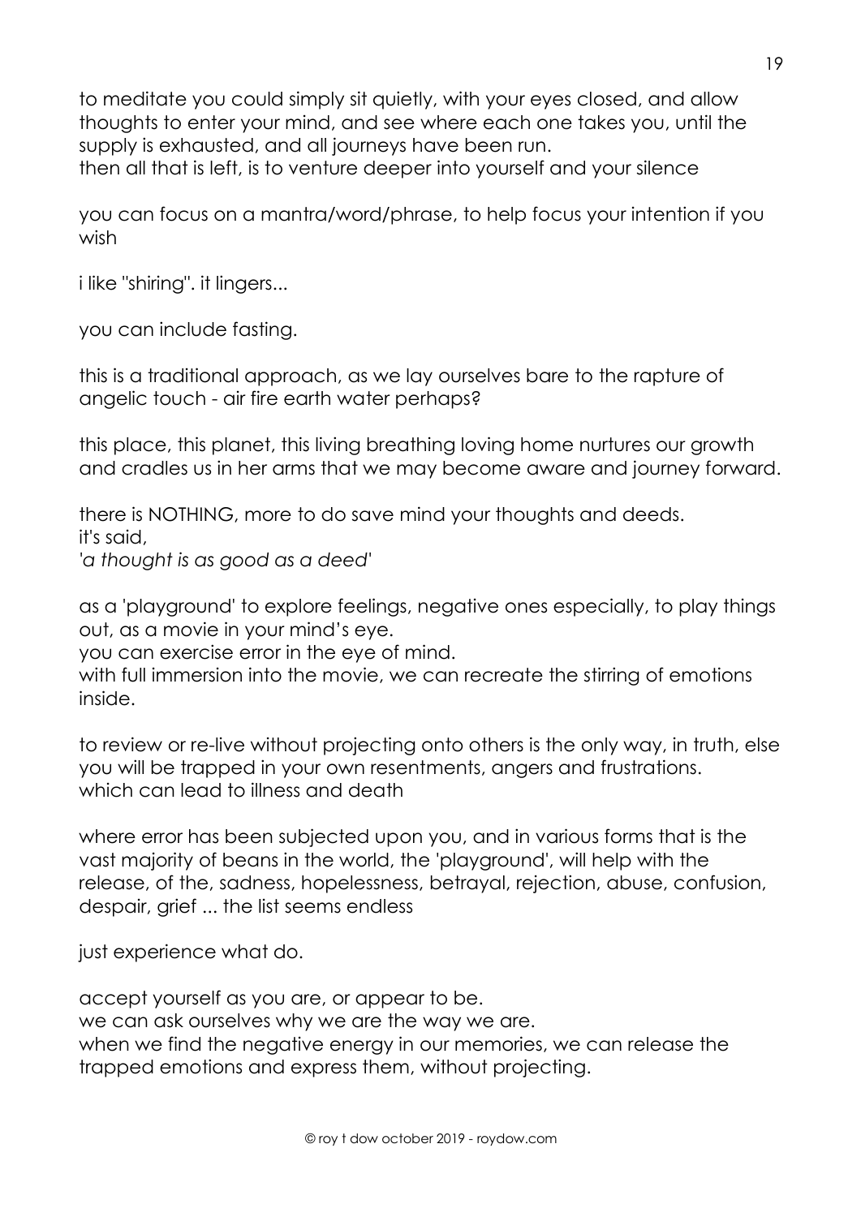to meditate you could simply sit quietly, with your eyes closed, and allow thoughts to enter your mind, and see where each one takes you, until the supply is exhausted, and all journeys have been run.
then all that is left, is to venture deeper into yourself and your silence

you can focus on a mantra/word/phrase, to help focus your intention if you wish

i like "shiring". it lingers...

you can include fasting.

this is a traditional approach, as we lay ourselves bare to the rapture of angelic touch - air fire earth water perhaps?

this place, this planet, this living breathing loving home nurtures our growth and cradles us in her arms that we may become aware and journey forward.

there is NOTHING, more to do save mind your thoughts and deeds.
it's said,
*'a thought is as good as a deed'*

as a 'playground' to explore feelings, negative ones especially, to play things out, as a movie in your mind's eye.
you can exercise error in the eye of mind.
with full immersion into the movie, we can recreate the stirring of emotions inside.

to review or re-live without projecting onto others is the only way, in truth, else you will be trapped in your own resentments, angers and frustrations.
which can lead to illness and death

where error has been subjected upon you, and in various forms that is the vast majority of beans in the world, the 'playground', will help with the release, of the, sadness, hopelessness, betrayal, rejection, abuse, confusion, despair, grief ... the list seems endless

just experience what do.

accept yourself as you are, or appear to be.
we can ask ourselves why we are the way we are.
when we find the negative energy in our memories, we can release the trapped emotions and express them, without projecting.

© roy t dow october 2019 - roydow.com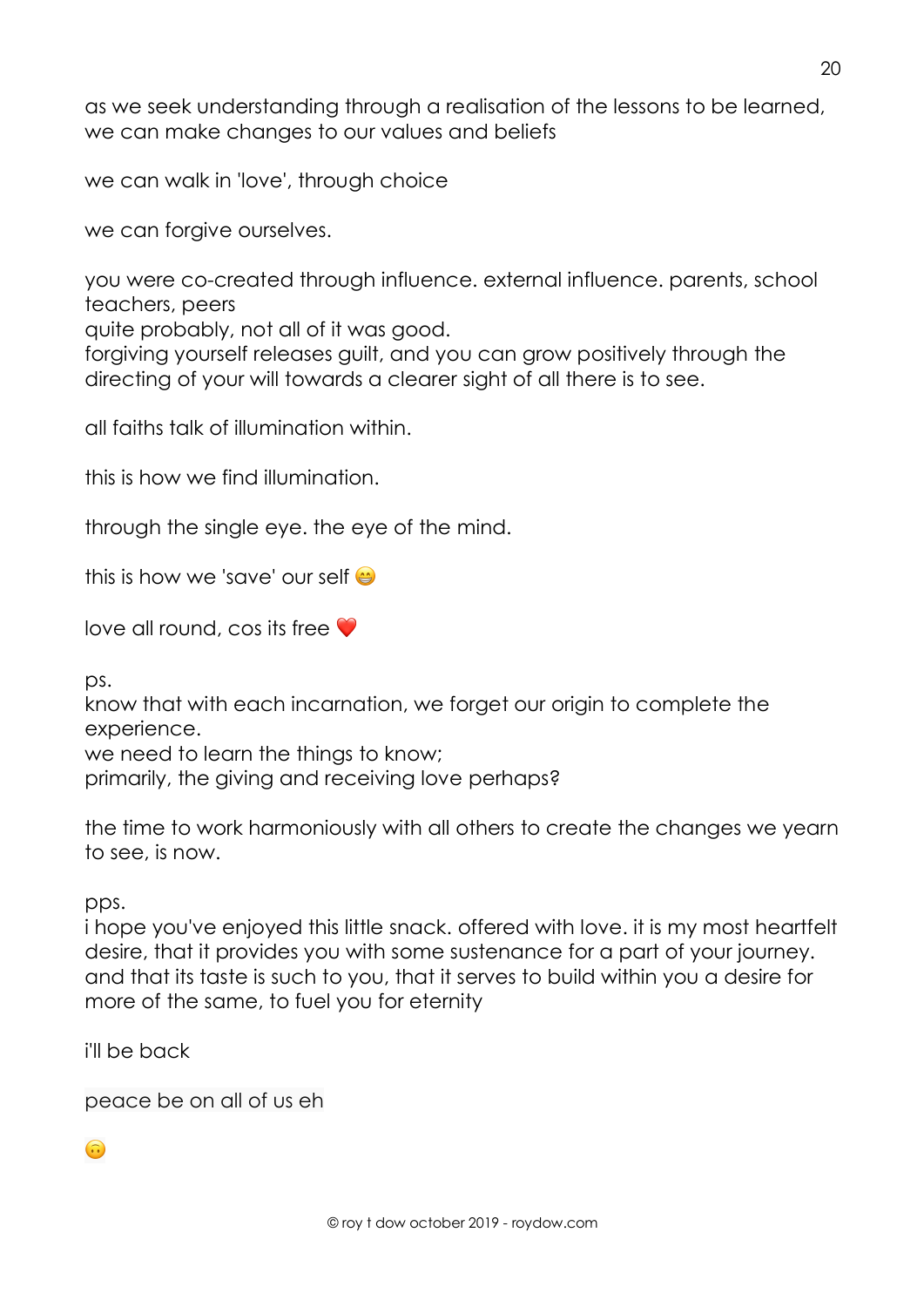as we seek understanding through a realisation of the lessons to be learned, we can make changes to our values and beliefs

we can walk in 'love', through choice

we can forgive ourselves.

you were co-created through influence. external influence. parents, school teachers, peers
quite probably, not all of it was good.
forgiving yourself releases guilt, and you can grow positively through the directing of your will towards a clearer sight of all there is to see.

all faiths talk of illumination within.

this is how we find illumination.

through the single eye. the eye of the mind.

this is how we 'save' our self 😁

love all round, cos its free ❤️

ps.
know that with each incarnation, we forget our origin to complete the experience.
we need to learn the things to know;
primarily, the giving and receiving love perhaps?

the time to work harmoniously with all others to create the changes we yearn to see, is now.

pps.
i hope you've enjoyed this little snack. offered with love. it is my most heartfelt desire, that it provides you with some sustenance for a part of your journey. and that its taste is such to you, that it serves to build within you a desire for more of the same, to fuel you for eternity

i'll be back

peace be on all of us eh

🙃

© roy t dow october 2019 - roydow.com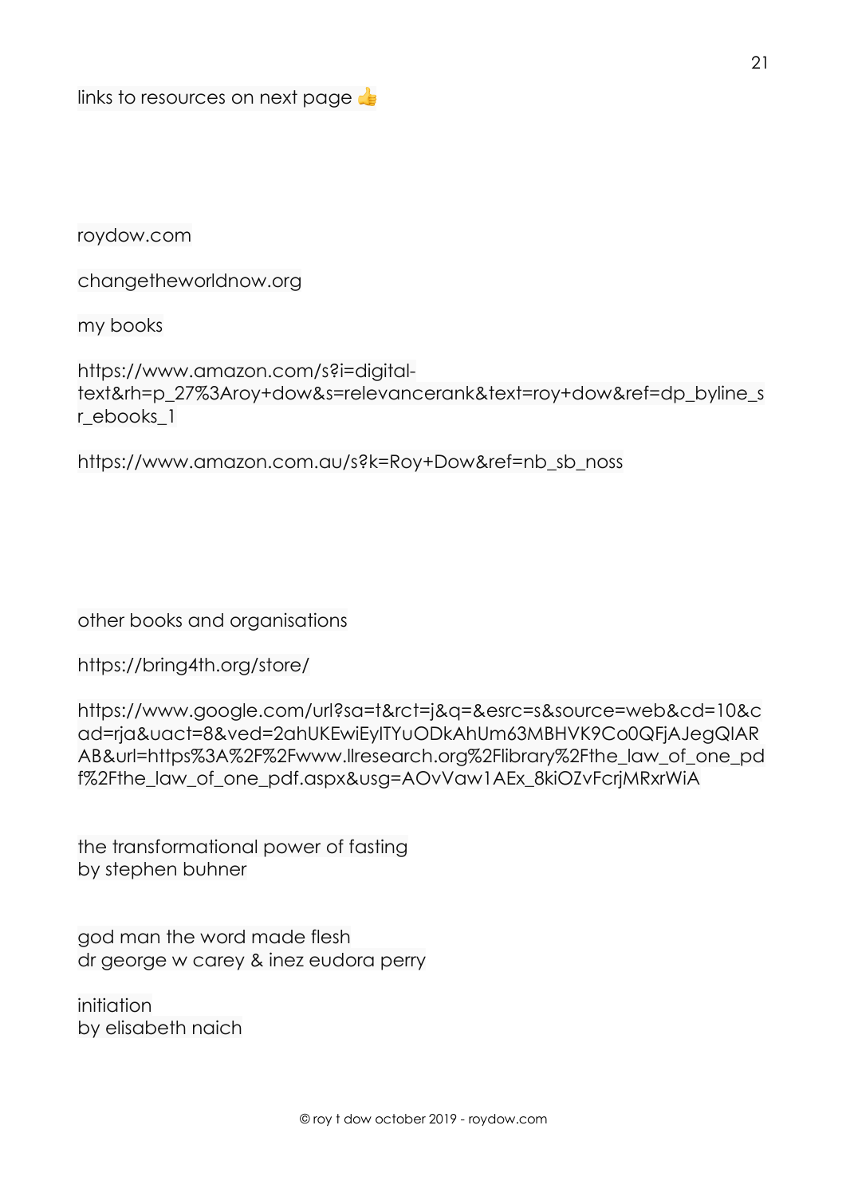links to resources on next page 👍

roydow.com

changetheworldnow.org

my books

https://www.amazon.com/s?i=digital-text&rh=p_27%3Aroy+dow&s=relevancerank&text=roy+dow&ref=dp_byline_sr_ebooks_1

https://www.amazon.com.au/s?k=Roy+Dow&ref=nb_sb_noss

other books and organisations

https://bring4th.org/store/

https://www.google.com/url?sa=t&rct=j&q=&esrc=s&source=web&cd=10&cad=rja&uact=8&ved=2ahUKEwiEylTYuODkAhUm63MBHVK9Co0QFjAJegQIARAB&url=https%3A%2F%2Fwww.llresearch.org%2Flibrary%2Fthe_law_of_one_pdf%2Fthe_law_of_one_pdf.aspx&usg=AOvVaw1AEx_8kiOZvFcrjMRxrWiA

the transformational power of fasting
by stephen buhner

god man the word made flesh
dr george w carey & inez eudora perry

initiation
by elisabeth naich